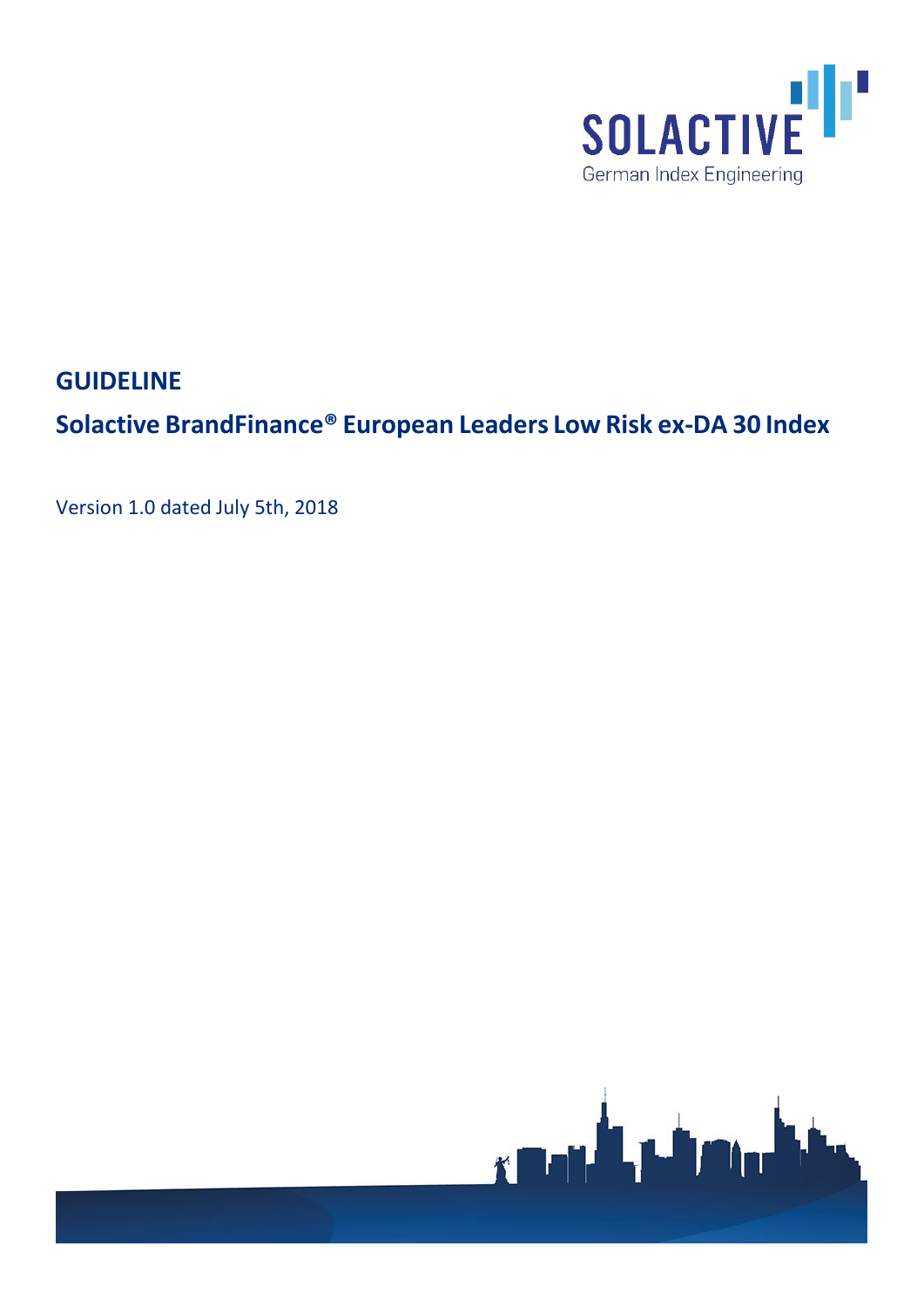# GUIDELINE

## Solactive BrandFinance® European Leaders Low Risk ex-DA 30 Index

Version 1.0 dated July 5th, 2018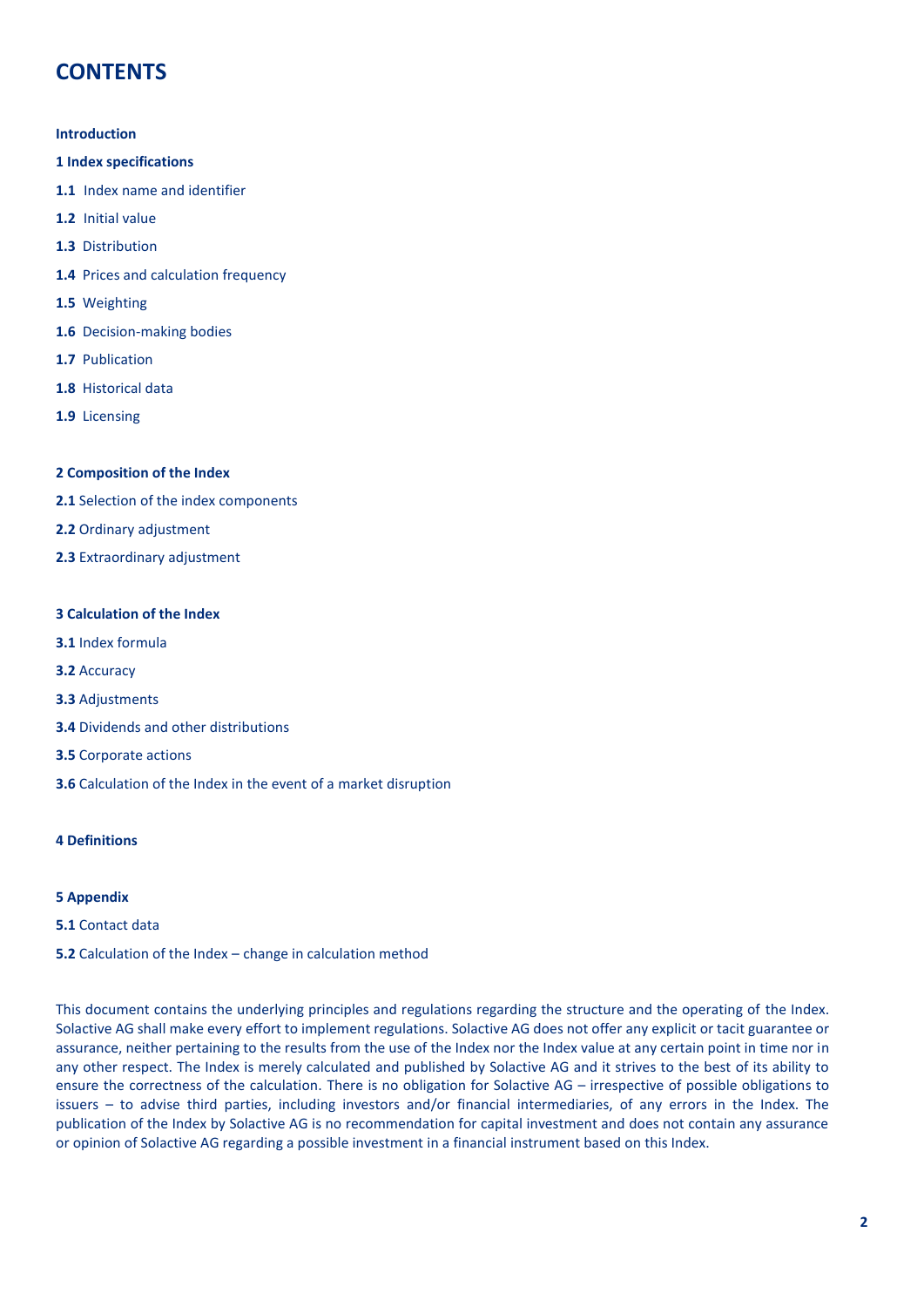# CONTENTS

**Introduction**

**1 Index specifications**

**1.1** Index name and identifier

**1.2** Initial value

**1.3** Distribution

**1.4** Prices and calculation frequency

**1.5** Weighting

**1.6** Decision-making bodies

**1.7** Publication

**1.8** Historical data

**1.9** Licensing

**2 Composition of the Index**

**2.1** Selection of the index components

**2.2** Ordinary adjustment

**2.3** Extraordinary adjustment

**3 Calculation of the Index**

**3.1** Index formula

**3.2** Accuracy

**3.3** Adjustments

**3.4** Dividends and other distributions

**3.5** Corporate actions

**3.6** Calculation of the Index in the event of a market disruption

**4 Definitions**

**5 Appendix**

**5.1** Contact data

**5.2** Calculation of the Index – change in calculation method

This document contains the underlying principles and regulations regarding the structure and the operating of the Index. Solactive AG shall make every effort to implement regulations. Solactive AG does not offer any explicit or tacit guarantee or assurance, neither pertaining to the results from the use of the Index nor the Index value at any certain point in time nor in any other respect. The Index is merely calculated and published by Solactive AG and it strives to the best of its ability to ensure the correctness of the calculation. There is no obligation for Solactive AG – irrespective of possible obligations to issuers – to advise third parties, including investors and/or financial intermediaries, of any errors in the Index. The publication of the Index by Solactive AG is no recommendation for capital investment and does not contain any assurance or opinion of Solactive AG regarding a possible investment in a financial instrument based on this Index.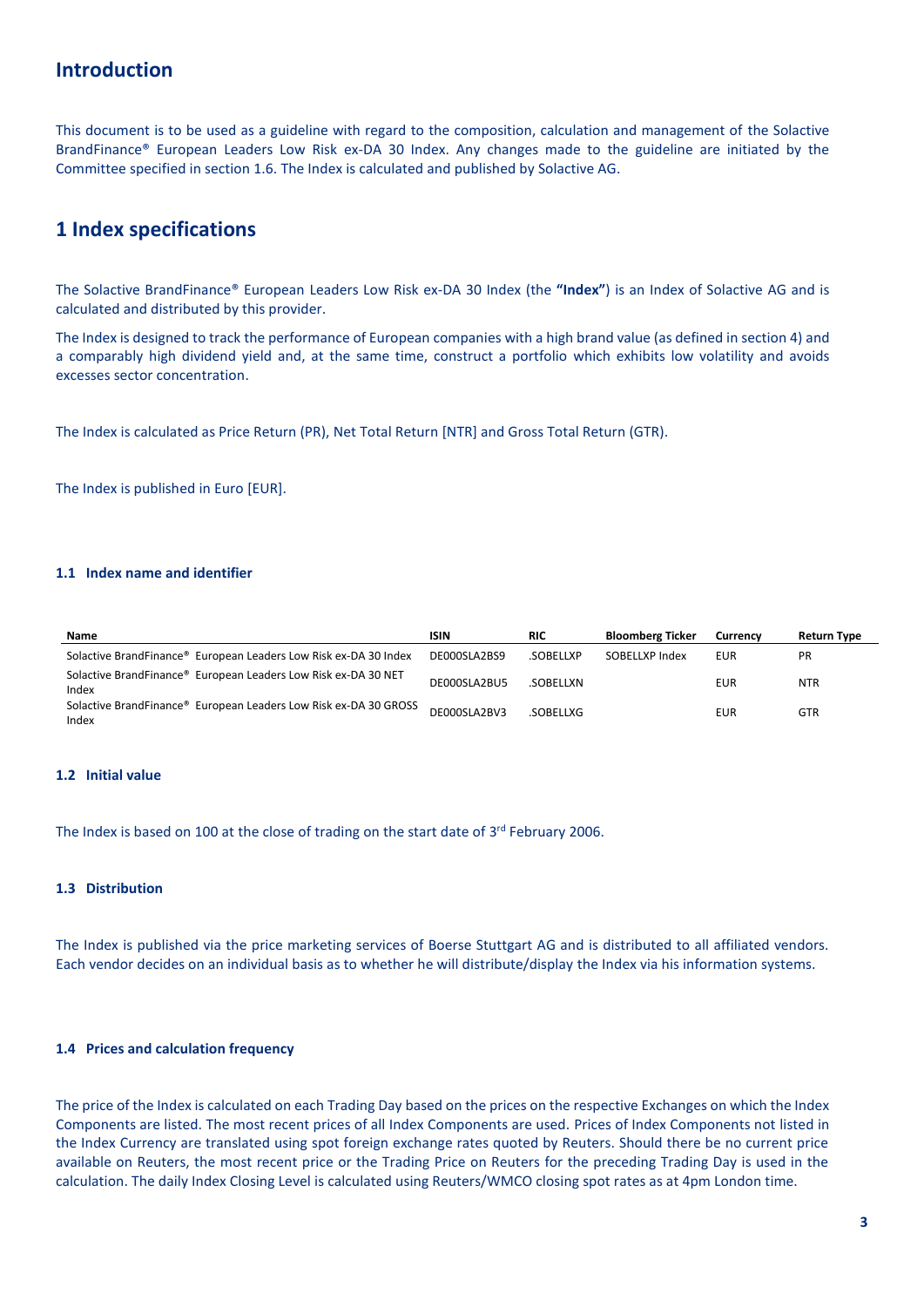# Introduction

This document is to be used as a guideline with regard to the composition, calculation and management of the Solactive BrandFinance® European Leaders Low Risk ex-DA 30 Index. Any changes made to the guideline are initiated by the Committee specified in section 1.6. The Index is calculated and published by Solactive AG.

# 1 Index specifications

The Solactive BrandFinance® European Leaders Low Risk ex-DA 30 Index (the **"Index"**) is an Index of Solactive AG and is calculated and distributed by this provider.

The Index is designed to track the performance of European companies with a high brand value (as defined in section 4) and a comparably high dividend yield and, at the same time, construct a portfolio which exhibits low volatility and avoids excesses sector concentration.

The Index is calculated as Price Return (PR), Net Total Return [NTR] and Gross Total Return (GTR).

The Index is published in Euro [EUR].

### 1.1 Index name and identifier

| Name | ISIN | RIC | Bloomberg Ticker | Currency | Return Type |
|---|---|---|---|---|---|
| Solactive BrandFinance® European Leaders Low Risk ex-DA 30 Index | DE000SLA2BS9 | .SOBELLXP | SOBELLXP Index | EUR | PR |
| Solactive BrandFinance® European Leaders Low Risk ex-DA 30 NET Index | DE000SLA2BU5 | .SOBELLXN | | EUR | NTR |
| Solactive BrandFinance® European Leaders Low Risk ex-DA 30 GROSS Index | DE000SLA2BV3 | .SOBELLXG | | EUR | GTR |

### 1.2 Initial value

The Index is based on 100 at the close of trading on the start date of 3rd February 2006.

### 1.3 Distribution

The Index is published via the price marketing services of Boerse Stuttgart AG and is distributed to all affiliated vendors. Each vendor decides on an individual basis as to whether he will distribute/display the Index via his information systems.

### 1.4 Prices and calculation frequency

The price of the Index is calculated on each Trading Day based on the prices on the respective Exchanges on which the Index Components are listed. The most recent prices of all Index Components are used. Prices of Index Components not listed in the Index Currency are translated using spot foreign exchange rates quoted by Reuters. Should there be no current price available on Reuters, the most recent price or the Trading Price on Reuters for the preceding Trading Day is used in the calculation. The daily Index Closing Level is calculated using Reuters/WMCO closing spot rates as at 4pm London time.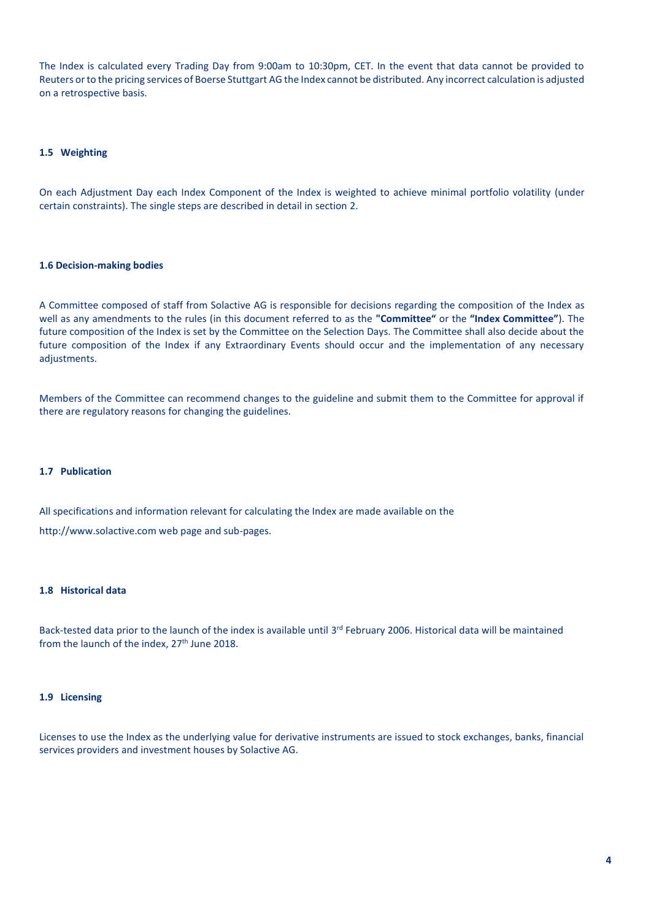The Index is calculated every Trading Day from 9:00am to 10:30pm, CET. In the event that data cannot be provided to Reuters or to the pricing services of Boerse Stuttgart AG the Index cannot be distributed. Any incorrect calculation is adjusted on a retrospective basis.

### 1.5 Weighting

On each Adjustment Day each Index Component of the Index is weighted to achieve minimal portfolio volatility (under certain constraints). The single steps are described in detail in section 2.

### 1.6 Decision-making bodies

A Committee composed of staff from Solactive AG is responsible for decisions regarding the composition of the Index as well as any amendments to the rules (in this document referred to as the **"Committee"** or the **"Index Committee"**). The future composition of the Index is set by the Committee on the Selection Days. The Committee shall also decide about the future composition of the Index if any Extraordinary Events should occur and the implementation of any necessary adjustments.

Members of the Committee can recommend changes to the guideline and submit them to the Committee for approval if there are regulatory reasons for changing the guidelines.

### 1.7 Publication

All specifications and information relevant for calculating the Index are made available on the

http://www.solactive.com web page and sub-pages.

### 1.8 Historical data

Back-tested data prior to the launch of the index is available until 3rd February 2006. Historical data will be maintained from the launch of the index, 27th June 2018.

### 1.9 Licensing

Licenses to use the Index as the underlying value for derivative instruments are issued to stock exchanges, banks, financial services providers and investment houses by Solactive AG.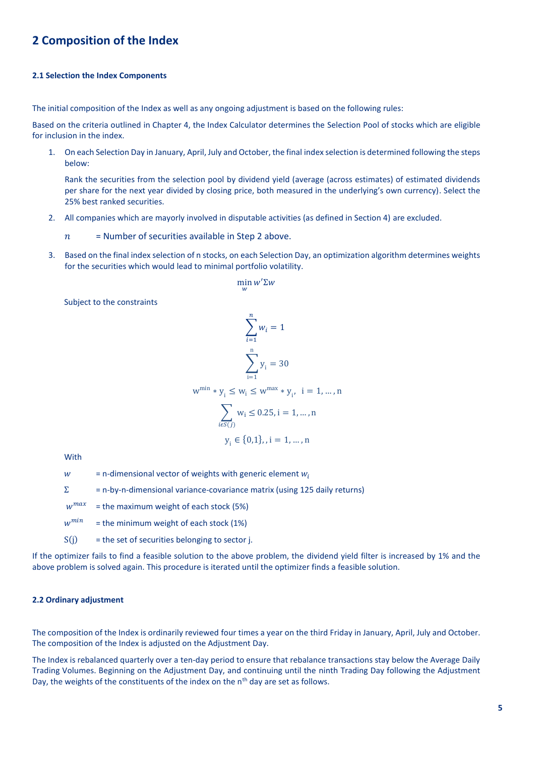## 2 Composition of the Index

#### 2.1 Selection the Index Components

The initial composition of the Index as well as any ongoing adjustment is based on the following rules:

Based on the criteria outlined in Chapter 4, the Index Calculator determines the Selection Pool of stocks which are eligible for inclusion in the index.

1. On each Selection Day in January, April, July and October, the final index selection is determined following the steps below:

   Rank the securities from the selection pool by dividend yield (average (across estimates) of estimated dividends per share for the next year divided by closing price, both measured in the underlying's own currency). Select the 25% best ranked securities.

2. All companies which are mayorly involved in disputable activities (as defined in Section 4) are excluded.

   $n$ = Number of securities available in Step 2 above.

3. Based on the final index selection of n stocks, on each Selection Day, an optimization algorithm determines weights for the securities which would lead to minimal portfolio volatility.

$$\min_{w} w'\Sigma w$$

Subject to the constraints

$$\sum_{i=1}^{n} w_i = 1$$

$$\sum_{i=1}^{n} y_i = 30$$

$$w^{min} * y_i \leq w_i \leq w^{max} * y_i, \; i = 1, \dots, n$$

$$\sum_{i \epsilon S(j)} w_i \leq 0.25, i = 1, \dots, n$$

$$y_i \in \{0,1\}, , i = 1, \dots, n$$

With

$w$ = n-dimensional vector of weights with generic element $w_i$

$\Sigma$ = n-by-n-dimensional variance-covariance matrix (using 125 daily returns)

$w^{max}$ = the maximum weight of each stock (5%)

$w^{min}$ = the minimum weight of each stock (1%)

S(j) = the set of securities belonging to sector j.

If the optimizer fails to find a feasible solution to the above problem, the dividend yield filter is increased by 1% and the above problem is solved again. This procedure is iterated until the optimizer finds a feasible solution.

#### 2.2 Ordinary adjustment

The composition of the Index is ordinarily reviewed four times a year on the third Friday in January, April, July and October. The composition of the Index is adjusted on the Adjustment Day.

The Index is rebalanced quarterly over a ten-day period to ensure that rebalance transactions stay below the Average Daily Trading Volumes. Beginning on the Adjustment Day, and continuing until the ninth Trading Day following the Adjustment Day, the weights of the constituents of the index on the $n^{th}$ day are set as follows.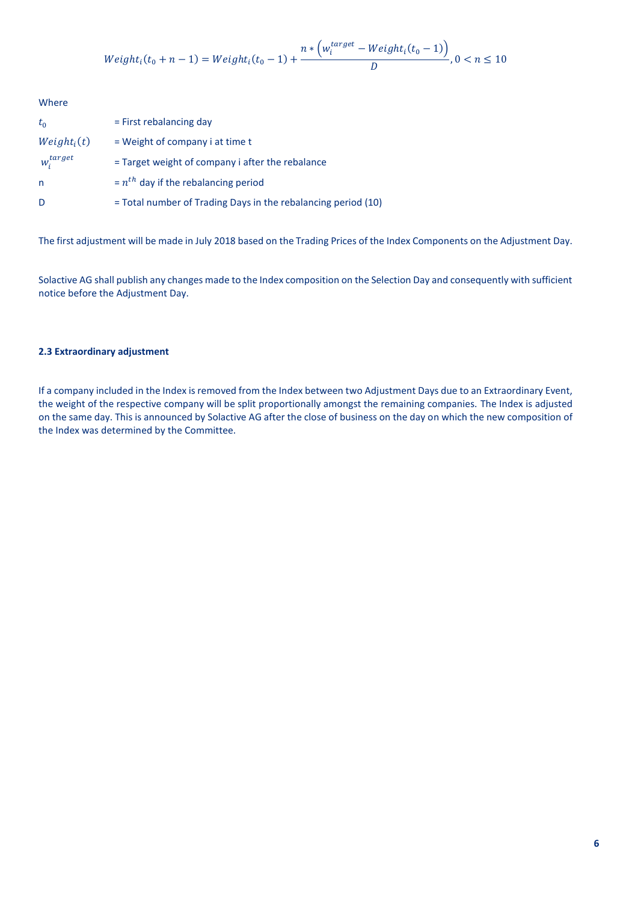$$Weight_i(t_0 + n - 1) = Weight_i(t_0 - 1) + \frac{n * \left(w_i^{target} - Weight_i(t_0 - 1)\right)}{D}, 0 < n \leq 10$$

Where

| | |
|---|---|
| $t_0$ | = First rebalancing day |
| $Weight_i(t)$ | = Weight of company i at time t |
| $w_i^{target}$ | = Target weight of company i after the rebalance |
| n | = $n^{th}$ day if the rebalancing period |
| D | = Total number of Trading Days in the rebalancing period (10) |

The first adjustment will be made in July 2018 based on the Trading Prices of the Index Components on the Adjustment Day.

Solactive AG shall publish any changes made to the Index composition on the Selection Day and consequently with sufficient notice before the Adjustment Day.

### 2.3 Extraordinary adjustment

If a company included in the Index is removed from the Index between two Adjustment Days due to an Extraordinary Event, the weight of the respective company will be split proportionally amongst the remaining companies. The Index is adjusted on the same day. This is announced by Solactive AG after the close of business on the day on which the new composition of the Index was determined by the Committee.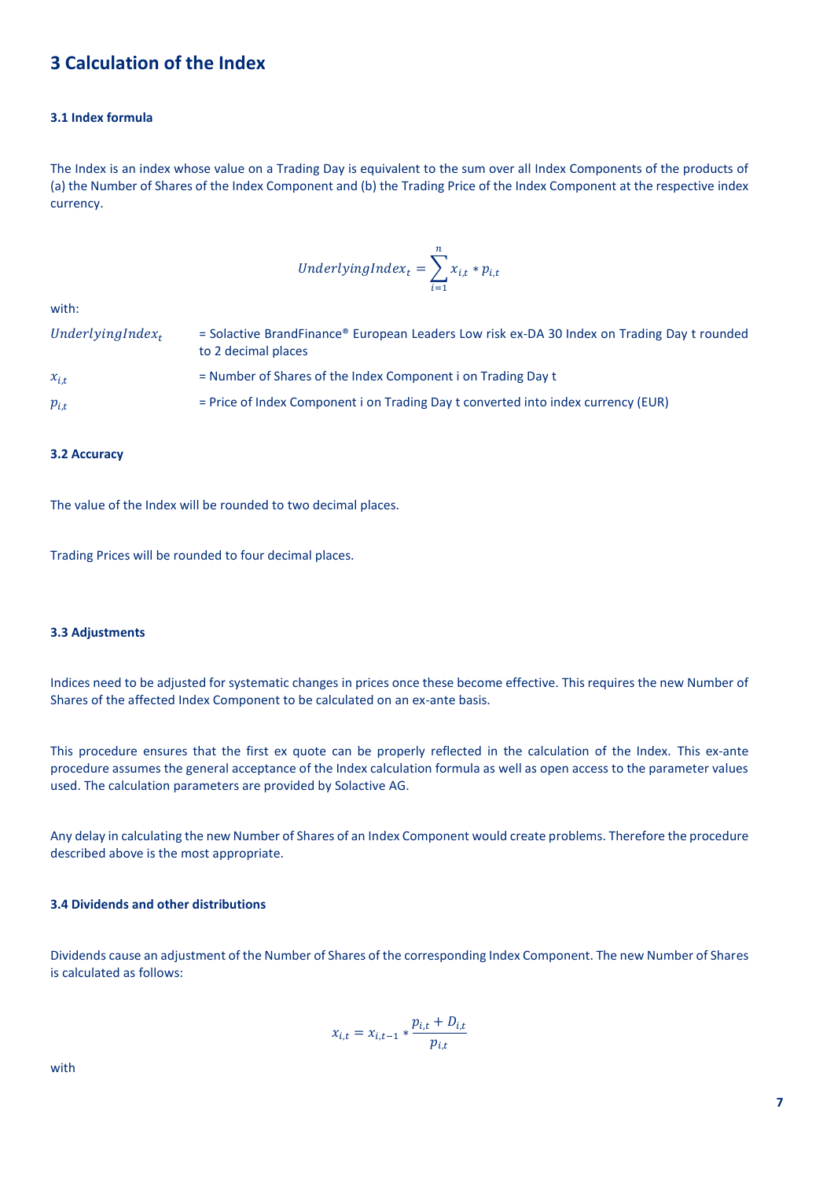# 3 Calculation of the Index

### 3.1 Index formula

The Index is an index whose value on a Trading Day is equivalent to the sum over all Index Components of the products of (a) the Number of Shares of the Index Component and (b) the Trading Price of the Index Component at the respective index currency.

$$UnderlyingIndex_t = \sum_{i=1}^{n} x_{i,t} * p_{i,t}$$

with:

| | |
|---|---|
| $UnderlyingIndex_t$ | = Solactive BrandFinance® European Leaders Low risk ex-DA 30 Index on Trading Day t rounded to 2 decimal places |
| $x_{i,t}$ | = Number of Shares of the Index Component i on Trading Day t |
| $p_{i,t}$ | = Price of Index Component i on Trading Day t converted into index currency (EUR) |

### 3.2 Accuracy

The value of the Index will be rounded to two decimal places.

Trading Prices will be rounded to four decimal places.

### 3.3 Adjustments

Indices need to be adjusted for systematic changes in prices once these become effective. This requires the new Number of Shares of the affected Index Component to be calculated on an ex-ante basis.

This procedure ensures that the first ex quote can be properly reflected in the calculation of the Index. This ex-ante procedure assumes the general acceptance of the Index calculation formula as well as open access to the parameter values used. The calculation parameters are provided by Solactive AG.

Any delay in calculating the new Number of Shares of an Index Component would create problems. Therefore the procedure described above is the most appropriate.

### 3.4 Dividends and other distributions

Dividends cause an adjustment of the Number of Shares of the corresponding Index Component. The new Number of Shares is calculated as follows:

$$x_{i,t} = x_{i,t-1} * \frac{p_{i,t} + D_{i,t}}{p_{i,t}}$$

with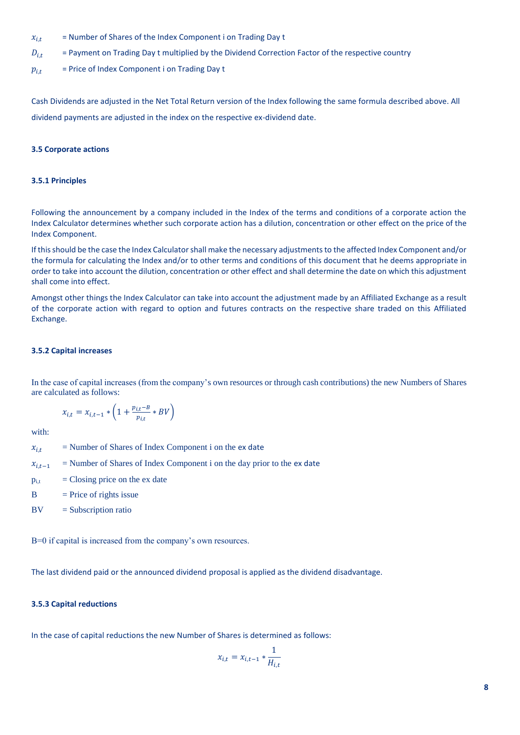$x_{i,t}$ = Number of Shares of the Index Component i on Trading Day t

$D_{i,t}$ = Payment on Trading Day t multiplied by the Dividend Correction Factor of the respective country

$p_{i,t}$ = Price of Index Component i on Trading Day t

Cash Dividends are adjusted in the Net Total Return version of the Index following the same formula described above. All dividend payments are adjusted in the index on the respective ex-dividend date.

#### 3.5 Corporate actions

#### 3.5.1 Principles

Following the announcement by a company included in the Index of the terms and conditions of a corporate action the Index Calculator determines whether such corporate action has a dilution, concentration or other effect on the price of the Index Component.

If this should be the case the Index Calculator shall make the necessary adjustments to the affected Index Component and/or the formula for calculating the Index and/or to other terms and conditions of this document that he deems appropriate in order to take into account the dilution, concentration or other effect and shall determine the date on which this adjustment shall come into effect.

Amongst other things the Index Calculator can take into account the adjustment made by an Affiliated Exchange as a result of the corporate action with regard to option and futures contracts on the respective share traded on this Affiliated Exchange.

#### 3.5.2 Capital increases

In the case of capital increases (from the company's own resources or through cash contributions) the new Numbers of Shares are calculated as follows:

$$x_{i,t} = x_{i,t-1} * \left(1 + \frac{p_{i,t-B}}{p_{i,t}} * BV\right)$$

with:

$x_{i,t}$ = Number of Shares of Index Component i on the ex date

$x_{i,t-1}$ = Number of Shares of Index Component i on the day prior to the ex date

$p_{i,t}$ = Closing price on the ex date

B = Price of rights issue

BV = Subscription ratio

B=0 if capital is increased from the company's own resources.

The last dividend paid or the announced dividend proposal is applied as the dividend disadvantage.

#### 3.5.3 Capital reductions

In the case of capital reductions the new Number of Shares is determined as follows:

$$x_{i,t} = x_{i,t-1} * \frac{1}{H_{i,t}}$$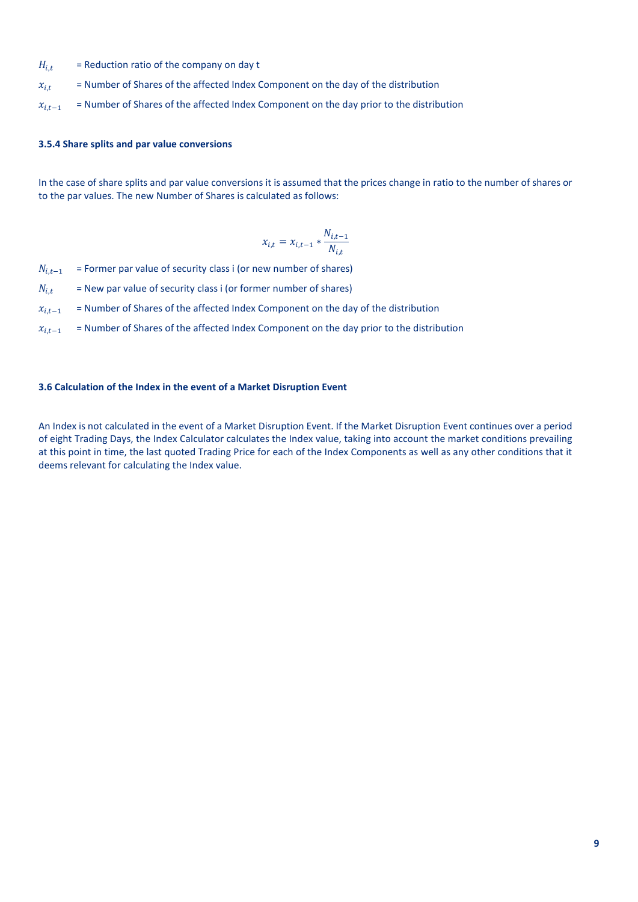$H_{i,t}$ = Reduction ratio of the company on day t

$x_{i,t}$ = Number of Shares of the affected Index Component on the day of the distribution

$x_{i,t-1}$ = Number of Shares of the affected Index Component on the day prior to the distribution

#### 3.5.4 Share splits and par value conversions

In the case of share splits and par value conversions it is assumed that the prices change in ratio to the number of shares or to the par values. The new Number of Shares is calculated as follows:

$$x_{i,t} = x_{i,t-1} * \frac{N_{i,t-1}}{N_{i,t}}$$

$N_{i,t-1}$ = Former par value of security class i (or new number of shares)

$N_{i,t}$ = New par value of security class i (or former number of shares)

$x_{i,t-1}$ = Number of Shares of the affected Index Component on the day of the distribution

$x_{i,t-1}$ = Number of Shares of the affected Index Component on the day prior to the distribution

### 3.6 Calculation of the Index in the event of a Market Disruption Event

An Index is not calculated in the event of a Market Disruption Event. If the Market Disruption Event continues over a period of eight Trading Days, the Index Calculator calculates the Index value, taking into account the market conditions prevailing at this point in time, the last quoted Trading Price for each of the Index Components as well as any other conditions that it deems relevant for calculating the Index value.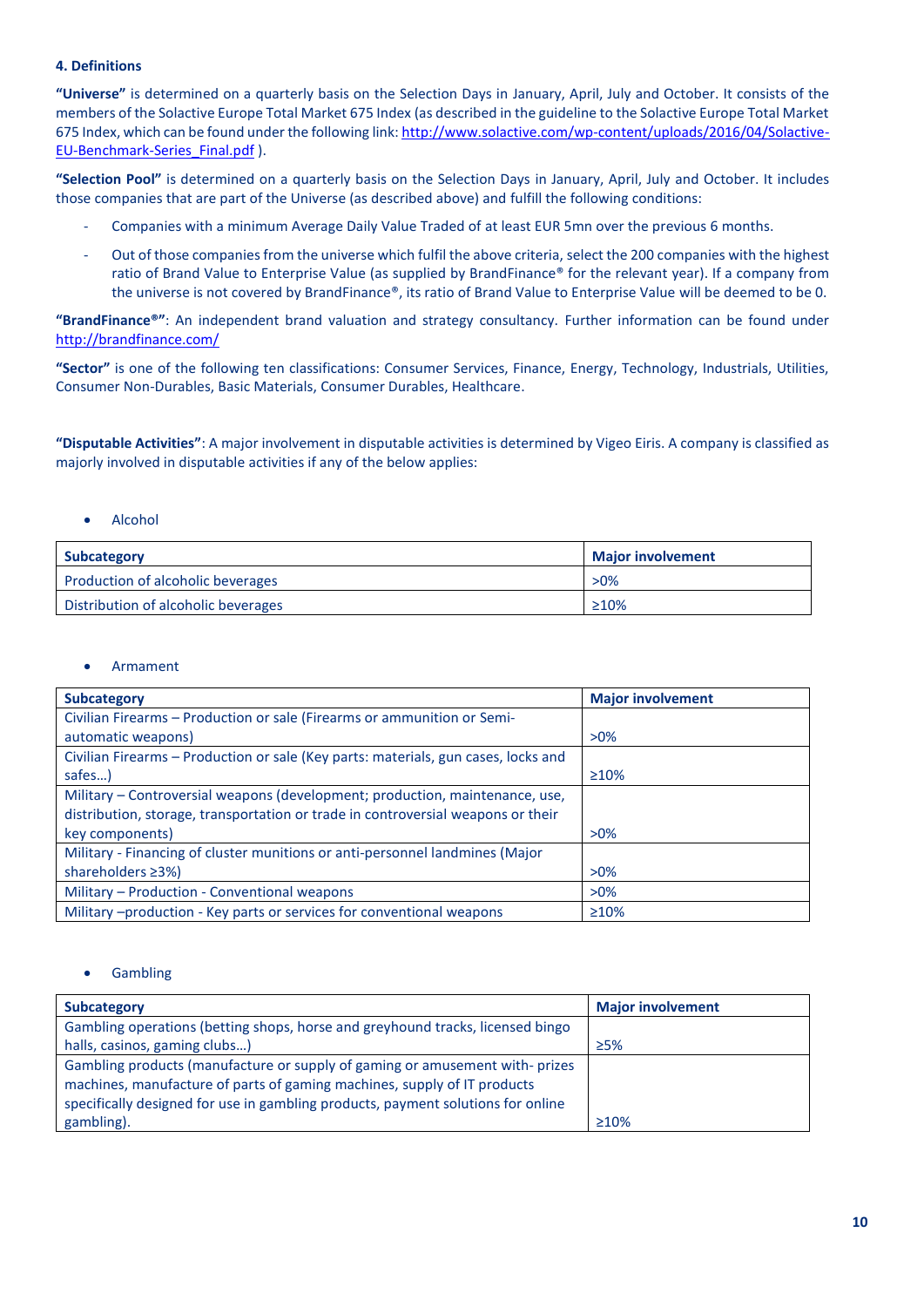#### 4. Definitions

**"Universe"** is determined on a quarterly basis on the Selection Days in January, April, July and October. It consists of the members of the Solactive Europe Total Market 675 Index (as described in the guideline to the Solactive Europe Total Market 675 Index, which can be found under the following link: http://www.solactive.com/wp-content/uploads/2016/04/Solactive-EU-Benchmark-Series_Final.pdf ).

**"Selection Pool"** is determined on a quarterly basis on the Selection Days in January, April, July and October. It includes those companies that are part of the Universe (as described above) and fulfill the following conditions:

- Companies with a minimum Average Daily Value Traded of at least EUR 5mn over the previous 6 months.
- Out of those companies from the universe which fulfil the above criteria, select the 200 companies with the highest ratio of Brand Value to Enterprise Value (as supplied by BrandFinance® for the relevant year). If a company from the universe is not covered by BrandFinance®, its ratio of Brand Value to Enterprise Value will be deemed to be 0.

**"BrandFinance®"**: An independent brand valuation and strategy consultancy. Further information can be found under http://brandfinance.com/

**"Sector"** is one of the following ten classifications: Consumer Services, Finance, Energy, Technology, Industrials, Utilities, Consumer Non-Durables, Basic Materials, Consumer Durables, Healthcare.

**"Disputable Activities"**: A major involvement in disputable activities is determined by Vigeo Eiris. A company is classified as majorly involved in disputable activities if any of the below applies:

- Alcohol

| Subcategory | Major involvement |
|---|---|
| Production of alcoholic beverages | >0% |
| Distribution of alcoholic beverages | ≥10% |

- Armament

| Subcategory | Major involvement |
|---|---|
| Civilian Firearms – Production or sale (Firearms or ammunition or Semi-automatic weapons) | >0% |
| Civilian Firearms – Production or sale (Key parts: materials, gun cases, locks and safes…) | ≥10% |
| Military – Controversial weapons (development; production, maintenance, use, distribution, storage, transportation or trade in controversial weapons or their key components) | >0% |
| Military - Financing of cluster munitions or anti-personnel landmines (Major shareholders ≥3%) | >0% |
| Military – Production - Conventional weapons | >0% |
| Military –production - Key parts or services for conventional weapons | ≥10% |

- Gambling

| Subcategory | Major involvement |
|---|---|
| Gambling operations (betting shops, horse and greyhound tracks, licensed bingo halls, casinos, gaming clubs…) | ≥5% |
| Gambling products (manufacture or supply of gaming or amusement with- prizes machines, manufacture of parts of gaming machines, supply of IT products specifically designed for use in gambling products, payment solutions for online gambling). | ≥10% |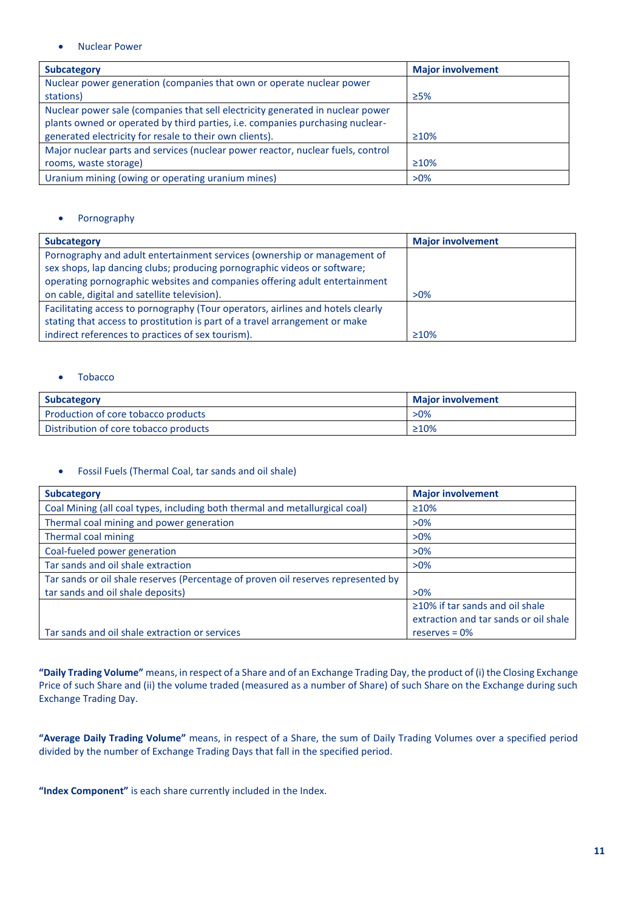- Nuclear Power

| Subcategory | Major involvement |
| --- | --- |
| Nuclear power generation (companies that own or operate nuclear power stations) | ≥5% |
| Nuclear power sale (companies that sell electricity generated in nuclear power plants owned or operated by third parties, i.e. companies purchasing nuclear-generated electricity for resale to their own clients). | ≥10% |
| Major nuclear parts and services (nuclear power reactor, nuclear fuels, control rooms, waste storage) | ≥10% |
| Uranium mining (owing or operating uranium mines) | >0% |

- Pornography

| Subcategory | Major involvement |
| --- | --- |
| Pornography and adult entertainment services (ownership or management of sex shops, lap dancing clubs; producing pornographic videos or software; operating pornographic websites and companies offering adult entertainment on cable, digital and satellite television). | >0% |
| Facilitating access to pornography (Tour operators, airlines and hotels clearly stating that access to prostitution is part of a travel arrangement or make indirect references to practices of sex tourism). | ≥10% |

- Tobacco

| Subcategory | Major involvement |
| --- | --- |
| Production of core tobacco products | >0% |
| Distribution of core tobacco products | ≥10% |

- Fossil Fuels (Thermal Coal, tar sands and oil shale)

| Subcategory | Major involvement |
| --- | --- |
| Coal Mining (all coal types, including both thermal and metallurgical coal) | ≥10% |
| Thermal coal mining and power generation | >0% |
| Thermal coal mining | >0% |
| Coal-fueled power generation | >0% |
| Tar sands and oil shale extraction | >0% |
| Tar sands or oil shale reserves (Percentage of proven oil reserves represented by tar sands and oil shale deposits) | >0% |
| Tar sands and oil shale extraction or services | ≥10% if tar sands and oil shale extraction and tar sands or oil shale reserves = 0% |

**"Daily Trading Volume"** means, in respect of a Share and of an Exchange Trading Day, the product of (i) the Closing Exchange Price of such Share and (ii) the volume traded (measured as a number of Share) of such Share on the Exchange during such Exchange Trading Day.

**"Average Daily Trading Volume"** means, in respect of a Share, the sum of Daily Trading Volumes over a specified period divided by the number of Exchange Trading Days that fall in the specified period.

**"Index Component"** is each share currently included in the Index.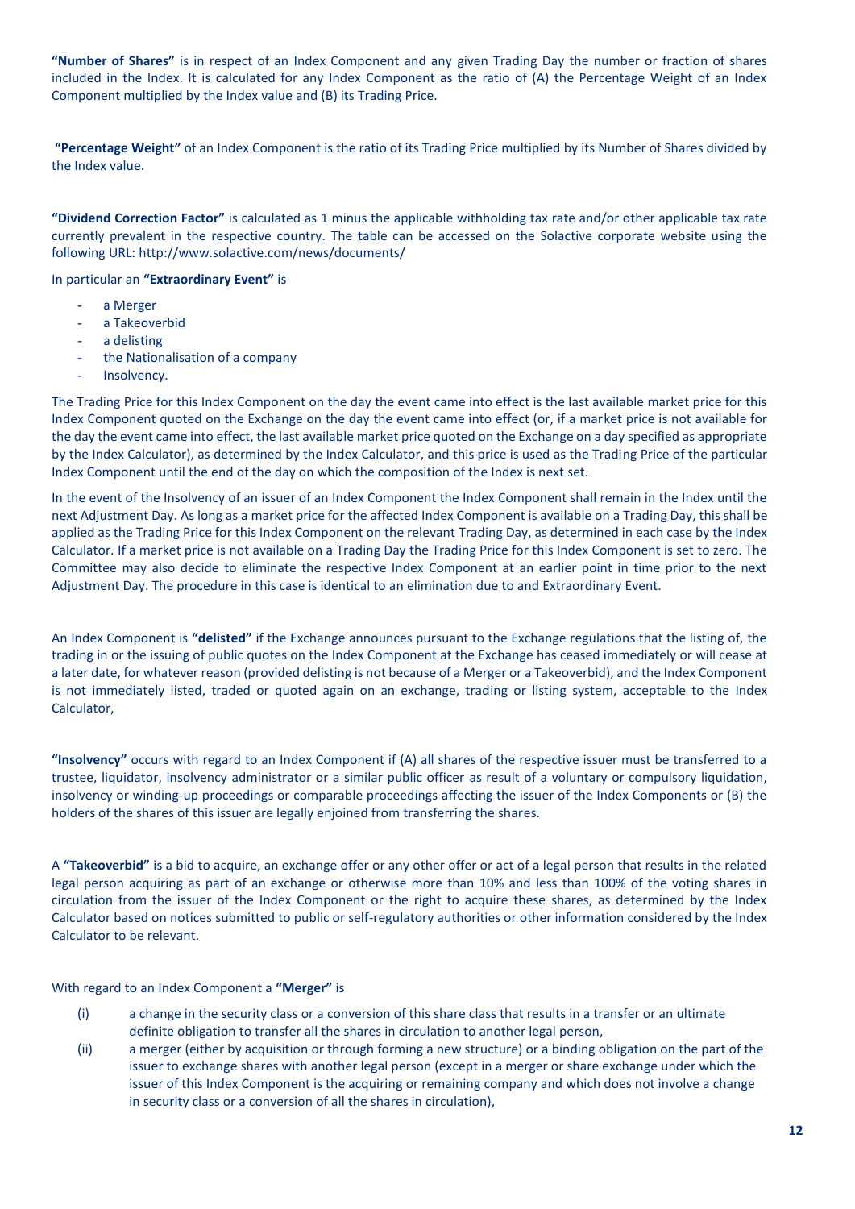**"Number of Shares"** is in respect of an Index Component and any given Trading Day the number or fraction of shares included in the Index. It is calculated for any Index Component as the ratio of (A) the Percentage Weight of an Index Component multiplied by the Index value and (B) its Trading Price.

**"Percentage Weight"** of an Index Component is the ratio of its Trading Price multiplied by its Number of Shares divided by the Index value.

**"Dividend Correction Factor"** is calculated as 1 minus the applicable withholding tax rate and/or other applicable tax rate currently prevalent in the respective country. The table can be accessed on the Solactive corporate website using the following URL: http://www.solactive.com/news/documents/

In particular an **"Extraordinary Event"** is

- a Merger
- a Takeoverbid
- a delisting
- the Nationalisation of a company
- Insolvency.

The Trading Price for this Index Component on the day the event came into effect is the last available market price for this Index Component quoted on the Exchange on the day the event came into effect (or, if a market price is not available for the day the event came into effect, the last available market price quoted on the Exchange on a day specified as appropriate by the Index Calculator), as determined by the Index Calculator, and this price is used as the Trading Price of the particular Index Component until the end of the day on which the composition of the Index is next set.

In the event of the Insolvency of an issuer of an Index Component the Index Component shall remain in the Index until the next Adjustment Day. As long as a market price for the affected Index Component is available on a Trading Day, this shall be applied as the Trading Price for this Index Component on the relevant Trading Day, as determined in each case by the Index Calculator. If a market price is not available on a Trading Day the Trading Price for this Index Component is set to zero. The Committee may also decide to eliminate the respective Index Component at an earlier point in time prior to the next Adjustment Day. The procedure in this case is identical to an elimination due to and Extraordinary Event.

An Index Component is **"delisted"** if the Exchange announces pursuant to the Exchange regulations that the listing of, the trading in or the issuing of public quotes on the Index Component at the Exchange has ceased immediately or will cease at a later date, for whatever reason (provided delisting is not because of a Merger or a Takeoverbid), and the Index Component is not immediately listed, traded or quoted again on an exchange, trading or listing system, acceptable to the Index Calculator,

**"Insolvency"** occurs with regard to an Index Component if (A) all shares of the respective issuer must be transferred to a trustee, liquidator, insolvency administrator or a similar public officer as result of a voluntary or compulsory liquidation, insolvency or winding-up proceedings or comparable proceedings affecting the issuer of the Index Components or (B) the holders of the shares of this issuer are legally enjoined from transferring the shares.

A **"Takeoverbid"** is a bid to acquire, an exchange offer or any other offer or act of a legal person that results in the related legal person acquiring as part of an exchange or otherwise more than 10% and less than 100% of the voting shares in circulation from the issuer of the Index Component or the right to acquire these shares, as determined by the Index Calculator based on notices submitted to public or self-regulatory authorities or other information considered by the Index Calculator to be relevant.

With regard to an Index Component a **"Merger"** is

(i) a change in the security class or a conversion of this share class that results in a transfer or an ultimate definite obligation to transfer all the shares in circulation to another legal person,

(ii) a merger (either by acquisition or through forming a new structure) or a binding obligation on the part of the issuer to exchange shares with another legal person (except in a merger or share exchange under which the issuer of this Index Component is the acquiring or remaining company and which does not involve a change in security class or a conversion of all the shares in circulation),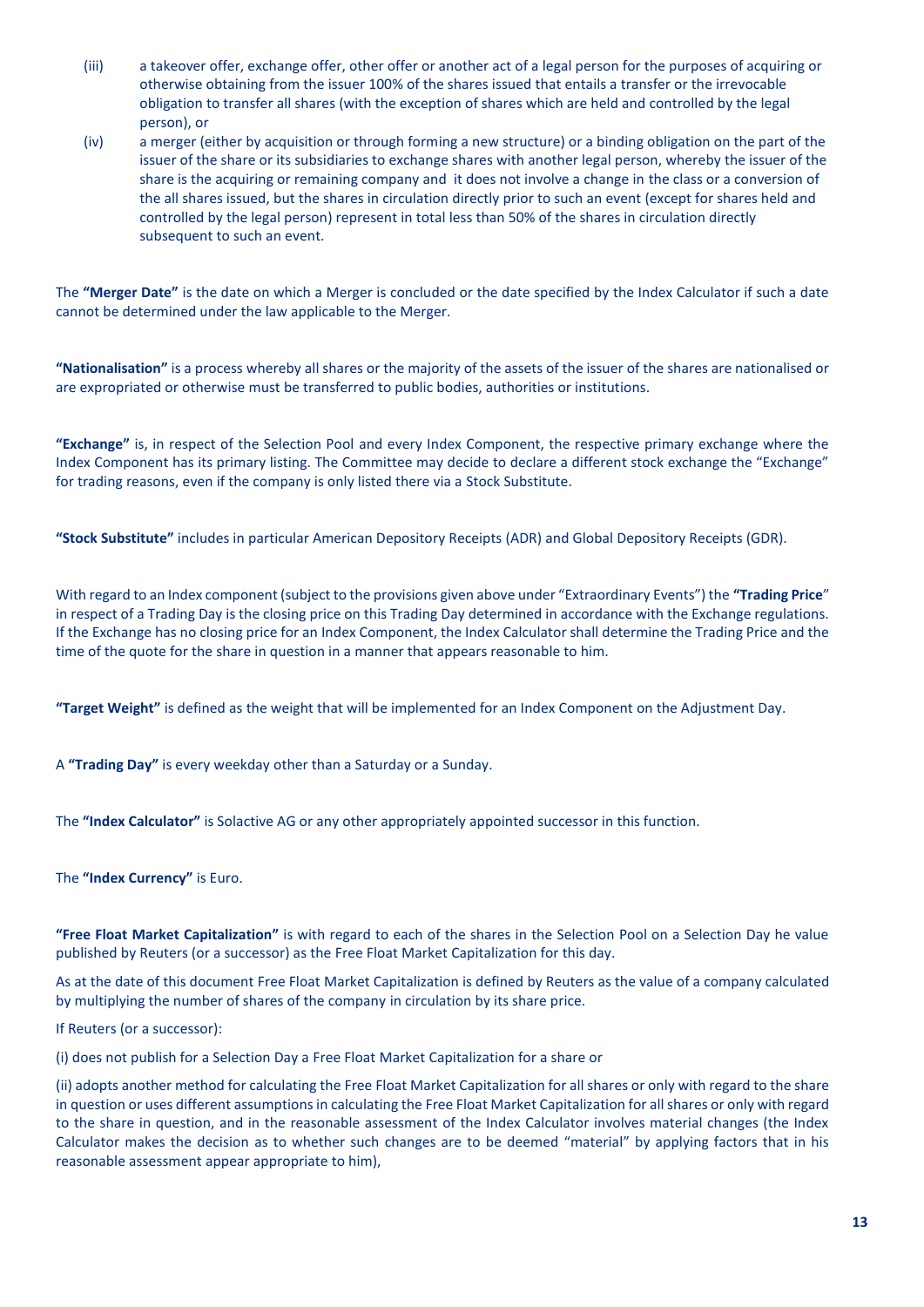(iii) a takeover offer, exchange offer, other offer or another act of a legal person for the purposes of acquiring or otherwise obtaining from the issuer 100% of the shares issued that entails a transfer or the irrevocable obligation to transfer all shares (with the exception of shares which are held and controlled by the legal person), or

(iv) a merger (either by acquisition or through forming a new structure) or a binding obligation on the part of the issuer of the share or its subsidiaries to exchange shares with another legal person, whereby the issuer of the share is the acquiring or remaining company and it does not involve a change in the class or a conversion of the all shares issued, but the shares in circulation directly prior to such an event (except for shares held and controlled by the legal person) represent in total less than 50% of the shares in circulation directly subsequent to such an event.

The **"Merger Date"** is the date on which a Merger is concluded or the date specified by the Index Calculator if such a date cannot be determined under the law applicable to the Merger.

**"Nationalisation"** is a process whereby all shares or the majority of the assets of the issuer of the shares are nationalised or are expropriated or otherwise must be transferred to public bodies, authorities or institutions.

**"Exchange"** is, in respect of the Selection Pool and every Index Component, the respective primary exchange where the Index Component has its primary listing. The Committee may decide to declare a different stock exchange the "Exchange" for trading reasons, even if the company is only listed there via a Stock Substitute.

**"Stock Substitute"** includes in particular American Depository Receipts (ADR) and Global Depository Receipts (GDR).

With regard to an Index component (subject to the provisions given above under "Extraordinary Events") the **"Trading Price"** in respect of a Trading Day is the closing price on this Trading Day determined in accordance with the Exchange regulations. If the Exchange has no closing price for an Index Component, the Index Calculator shall determine the Trading Price and the time of the quote for the share in question in a manner that appears reasonable to him.

**"Target Weight"** is defined as the weight that will be implemented for an Index Component on the Adjustment Day.

A **"Trading Day"** is every weekday other than a Saturday or a Sunday.

The **"Index Calculator"** is Solactive AG or any other appropriately appointed successor in this function.

The **"Index Currency"** is Euro.

**"Free Float Market Capitalization"** is with regard to each of the shares in the Selection Pool on a Selection Day he value published by Reuters (or a successor) as the Free Float Market Capitalization for this day.

As at the date of this document Free Float Market Capitalization is defined by Reuters as the value of a company calculated by multiplying the number of shares of the company in circulation by its share price.

If Reuters (or a successor):

(i) does not publish for a Selection Day a Free Float Market Capitalization for a share or

(ii) adopts another method for calculating the Free Float Market Capitalization for all shares or only with regard to the share in question or uses different assumptions in calculating the Free Float Market Capitalization for all shares or only with regard to the share in question, and in the reasonable assessment of the Index Calculator involves material changes (the Index Calculator makes the decision as to whether such changes are to be deemed "material" by applying factors that in his reasonable assessment appear appropriate to him),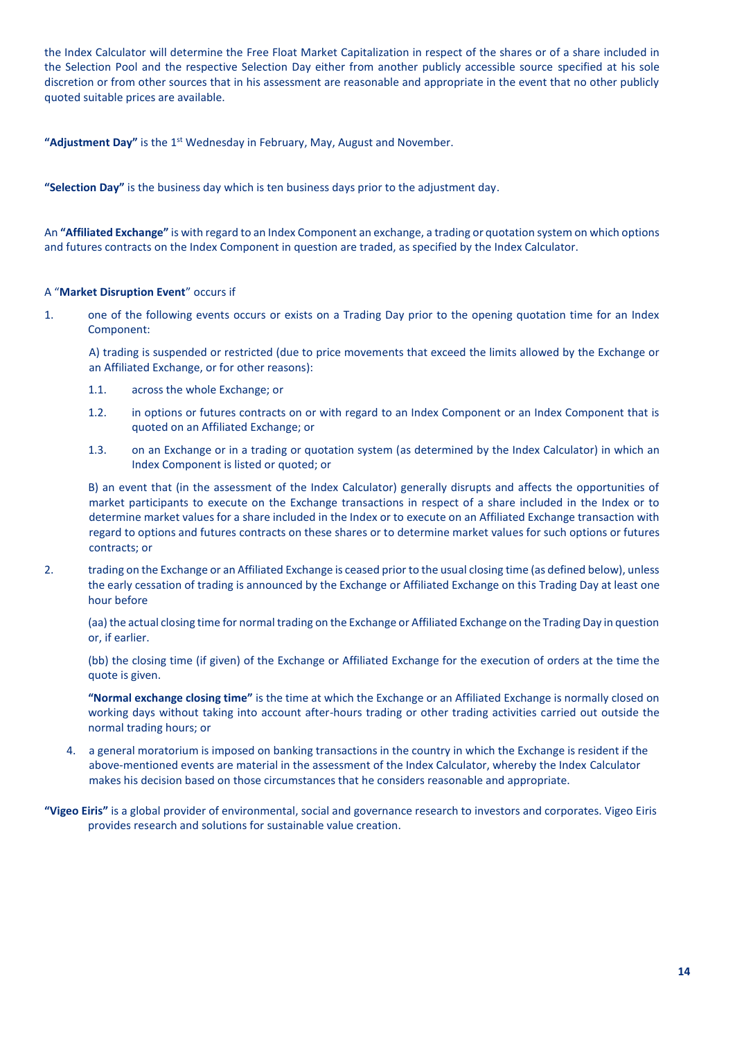the Index Calculator will determine the Free Float Market Capitalization in respect of the shares or of a share included in the Selection Pool and the respective Selection Day either from another publicly accessible source specified at his sole discretion or from other sources that in his assessment are reasonable and appropriate in the event that no other publicly quoted suitable prices are available.

**"Adjustment Day"** is the 1st Wednesday in February, May, August and November.

**"Selection Day"** is the business day which is ten business days prior to the adjustment day.

An **"Affiliated Exchange"** is with regard to an Index Component an exchange, a trading or quotation system on which options and futures contracts on the Index Component in question are traded, as specified by the Index Calculator.

A "**Market Disruption Event**" occurs if

1. one of the following events occurs or exists on a Trading Day prior to the opening quotation time for an Index Component:

   A) trading is suspended or restricted (due to price movements that exceed the limits allowed by the Exchange or an Affiliated Exchange, or for other reasons):

   1.1. across the whole Exchange; or

   1.2. in options or futures contracts on or with regard to an Index Component or an Index Component that is quoted on an Affiliated Exchange; or

   1.3. on an Exchange or in a trading or quotation system (as determined by the Index Calculator) in which an Index Component is listed or quoted; or

   B) an event that (in the assessment of the Index Calculator) generally disrupts and affects the opportunities of market participants to execute on the Exchange transactions in respect of a share included in the Index or to determine market values for a share included in the Index or to execute on an Affiliated Exchange transaction with regard to options and futures contracts on these shares or to determine market values for such options or futures contracts; or

2. trading on the Exchange or an Affiliated Exchange is ceased prior to the usual closing time (as defined below), unless the early cessation of trading is announced by the Exchange or Affiliated Exchange on this Trading Day at least one hour before

   (aa) the actual closing time for normal trading on the Exchange or Affiliated Exchange on the Trading Day in question or, if earlier.

   (bb) the closing time (if given) of the Exchange or Affiliated Exchange for the execution of orders at the time the quote is given.

   **"Normal exchange closing time"** is the time at which the Exchange or an Affiliated Exchange is normally closed on working days without taking into account after-hours trading or other trading activities carried out outside the normal trading hours; or

4. a general moratorium is imposed on banking transactions in the country in which the Exchange is resident if the above-mentioned events are material in the assessment of the Index Calculator, whereby the Index Calculator makes his decision based on those circumstances that he considers reasonable and appropriate.

**"Vigeo Eiris"** is a global provider of environmental, social and governance research to investors and corporates. Vigeo Eiris provides research and solutions for sustainable value creation.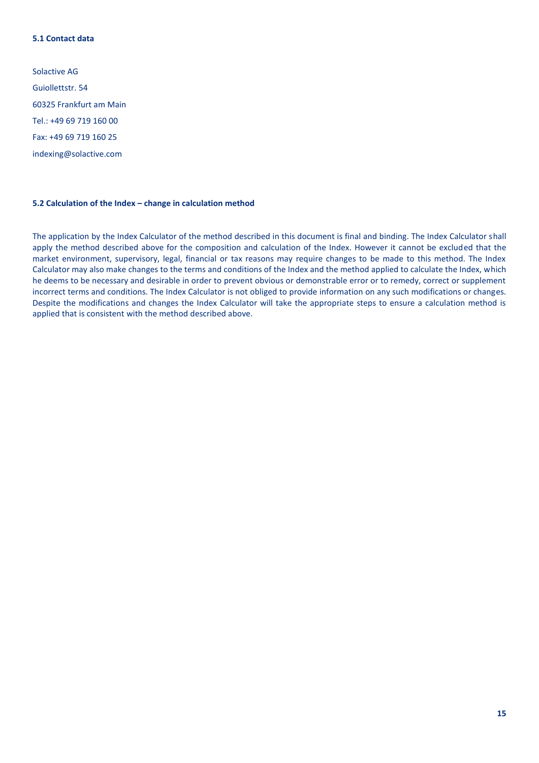### 5.1 Contact data

Solactive AG

Guiollettstr. 54

60325 Frankfurt am Main

Tel.: +49 69 719 160 00

Fax: +49 69 719 160 25

indexing@solactive.com

### 5.2 Calculation of the Index – change in calculation method

The application by the Index Calculator of the method described in this document is final and binding. The Index Calculator shall apply the method described above for the composition and calculation of the Index. However it cannot be excluded that the market environment, supervisory, legal, financial or tax reasons may require changes to be made to this method. The Index Calculator may also make changes to the terms and conditions of the Index and the method applied to calculate the Index, which he deems to be necessary and desirable in order to prevent obvious or demonstrable error or to remedy, correct or supplement incorrect terms and conditions. The Index Calculator is not obliged to provide information on any such modifications or changes. Despite the modifications and changes the Index Calculator will take the appropriate steps to ensure a calculation method is applied that is consistent with the method described above.